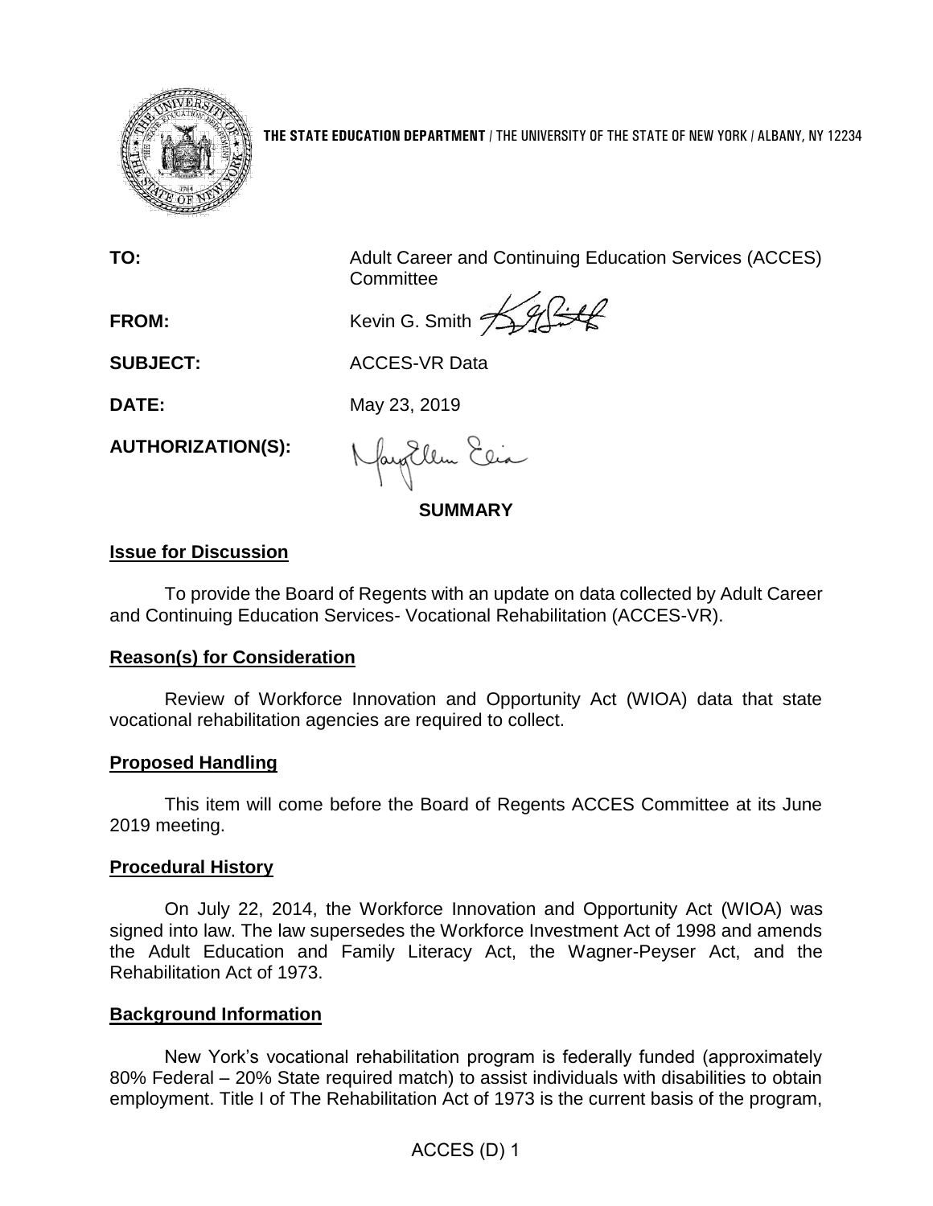**THE STATE EDUCATION DEPARTMENT** / THE UNIVERSITY OF THE STATE OF NEW YORK / ALBANY, NY 12234

**TO:** Adult Career and Continuing Education Services (ACCES) Committee

**FROM:** Kevin G. Smith

**SUBJECT:** ACCES-VR Data

**DATE:** May 23, 2019

**AUTHORIZATION(S):**

## SUMMARY

### Issue for Discussion

To provide the Board of Regents with an update on data collected by Adult Career and Continuing Education Services- Vocational Rehabilitation (ACCES-VR).

### Reason(s) for Consideration

Review of Workforce Innovation and Opportunity Act (WIOA) data that state vocational rehabilitation agencies are required to collect.

### Proposed Handling

This item will come before the Board of Regents ACCES Committee at its June 2019 meeting.

### Procedural History

On July 22, 2014, the Workforce Innovation and Opportunity Act (WIOA) was signed into law. The law supersedes the Workforce Investment Act of 1998 and amends the Adult Education and Family Literacy Act, the Wagner-Peyser Act, and the Rehabilitation Act of 1973.

### Background Information

New York's vocational rehabilitation program is federally funded (approximately 80% Federal – 20% State required match) to assist individuals with disabilities to obtain employment. Title I of The Rehabilitation Act of 1973 is the current basis of the program,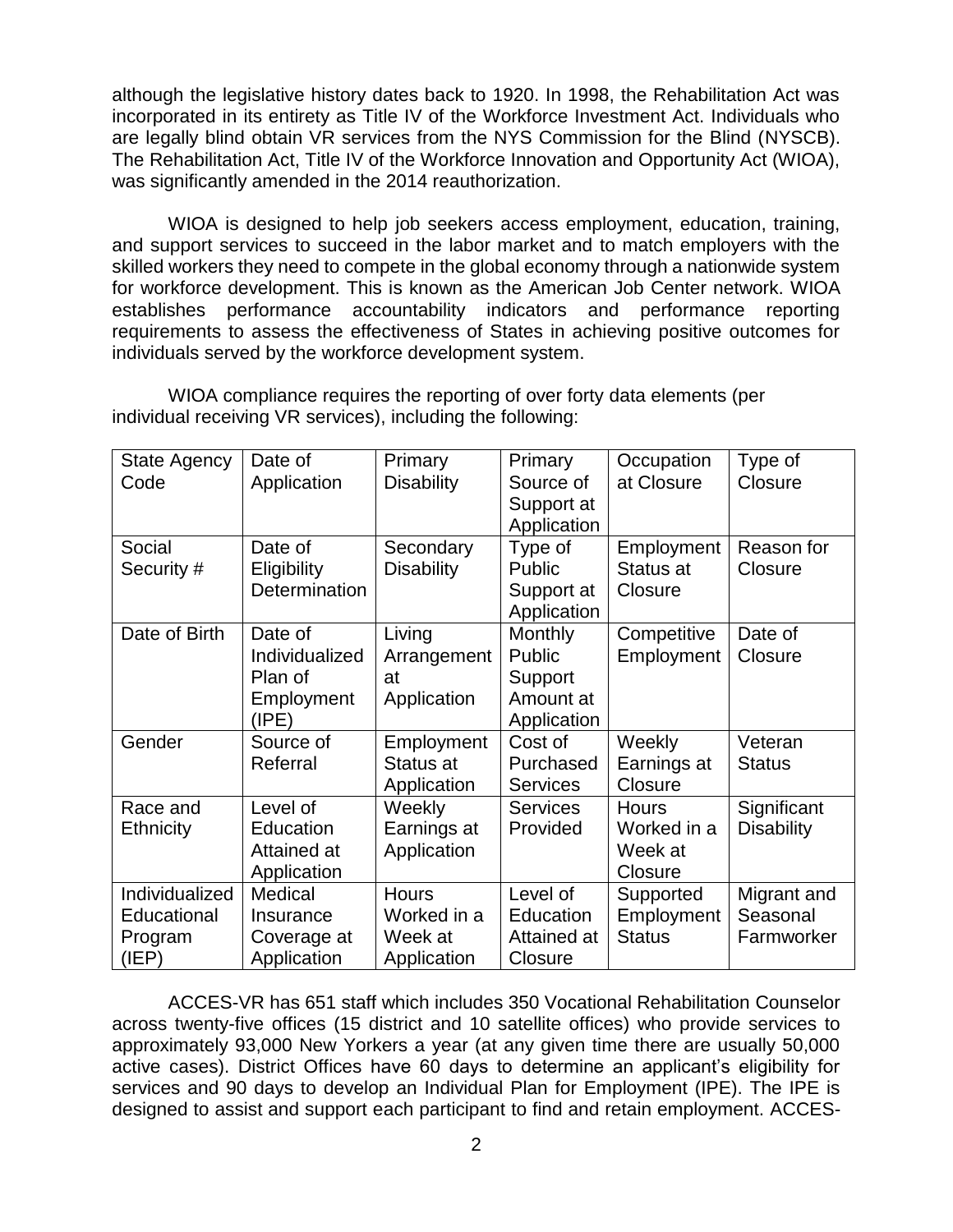although the legislative history dates back to 1920. In 1998, the Rehabilitation Act was incorporated in its entirety as Title IV of the Workforce Investment Act. Individuals who are legally blind obtain VR services from the NYS Commission for the Blind (NYSCB). The Rehabilitation Act, Title IV of the Workforce Innovation and Opportunity Act (WIOA), was significantly amended in the 2014 reauthorization.

WIOA is designed to help job seekers access employment, education, training, and support services to succeed in the labor market and to match employers with the skilled workers they need to compete in the global economy through a nationwide system for workforce development. This is known as the American Job Center network. WIOA establishes performance accountability indicators and performance reporting requirements to assess the effectiveness of States in achieving positive outcomes for individuals served by the workforce development system.

WIOA compliance requires the reporting of over forty data elements (per individual receiving VR services), including the following:

| State Agency Code | Date of Application | Primary Disability | Primary Source of Support at Application | Occupation at Closure | Type of Closure |
|---|---|---|---|---|---|
| Social Security # | Date of Eligibility Determination | Secondary Disability | Type of Public Support at Application | Employment Status at Closure | Reason for Closure |
| Date of Birth | Date of Individualized Plan of Employment (IPE) | Living Arrangement at Application | Monthly Public Support Amount at Application | Competitive Employment | Date of Closure |
| Gender | Source of Referral | Employment Status at Application | Cost of Purchased Services | Weekly Earnings at Closure | Veteran Status |
| Race and Ethnicity | Level of Education Attained at Application | Weekly Earnings at Application | Services Provided | Hours Worked in a Week at Closure | Significant Disability |
| Individualized Educational Program (IEP) | Medical Insurance Coverage at Application | Hours Worked in a Week at Application | Level of Education Attained at Closure | Supported Employment Status | Migrant and Seasonal Farmworker |

ACCES-VR has 651 staff which includes 350 Vocational Rehabilitation Counselor across twenty-five offices (15 district and 10 satellite offices) who provide services to approximately 93,000 New Yorkers a year (at any given time there are usually 50,000 active cases). District Offices have 60 days to determine an applicant's eligibility for services and 90 days to develop an Individual Plan for Employment (IPE). The IPE is designed to assist and support each participant to find and retain employment. ACCES-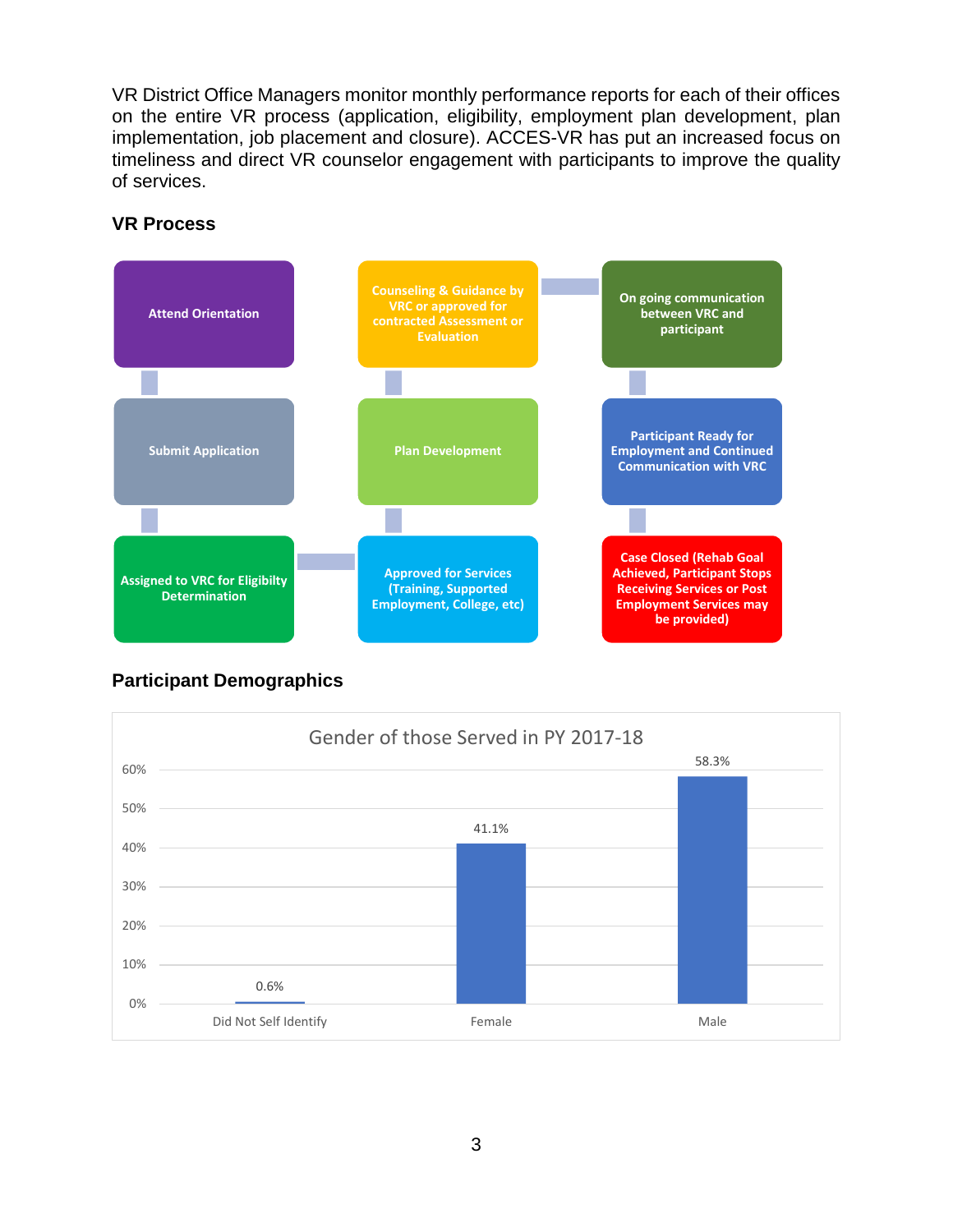VR District Office Managers monitor monthly performance reports for each of their offices on the entire VR process (application, eligibility, employment plan development, plan implementation, job placement and closure). ACCES-VR has put an increased focus on timeliness and direct VR counselor engagement with participants to improve the quality of services.

### VR Process

- Attend Orientation
- Submit Application
- Assigned to VRC for Eligibilty Determination
- Approved for Services (Training, Supported Employment, College, etc)
- Plan Development
- Counseling & Guidance by VRC or approved for contracted Assessment or Evaluation
- On going communication between VRC and participant
- Participant Ready for Employment and Continued Communication with VRC
- Case Closed (Rehab Goal Achieved, Participant Stops Receiving Services or Post Employment Services may be provided)

### Participant Demographics

**Gender of those Served in PY 2017-18**

| Gender | Percent |
|---|---|
| Did Not Self Identify | 0.6% |
| Female | 41.1% |
| Male | 58.3% |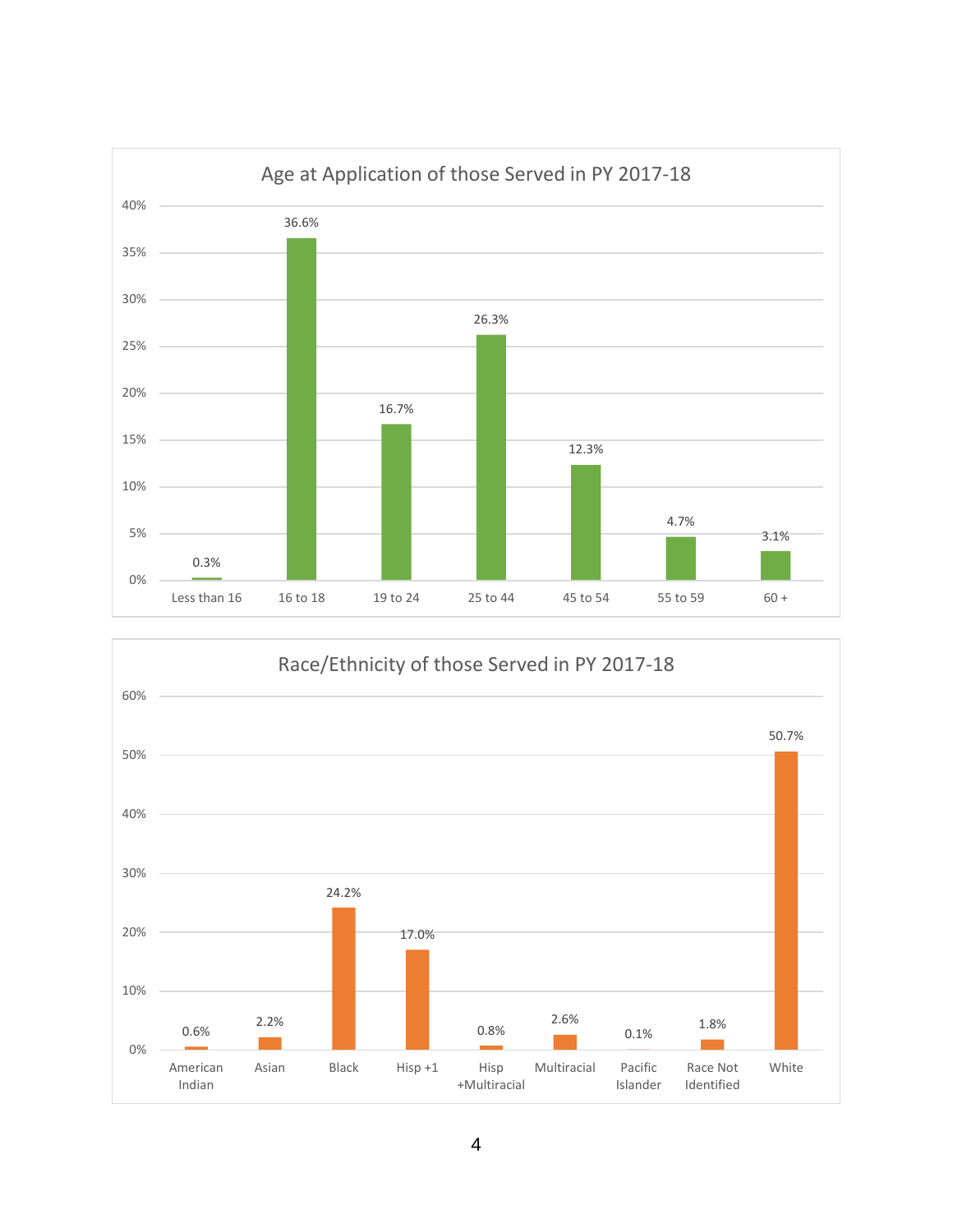## Age at Application of those Served in PY 2017-18

| Age | Percent |
|---|---|
| Less than 16 | 0.3% |
| 16 to 18 | 36.6% |
| 19 to 24 | 16.7% |
| 25 to 44 | 26.3% |
| 45 to 54 | 12.3% |
| 55 to 59 | 4.7% |
| 60 + | 3.1% |

## Race/Ethnicity of those Served in PY 2017-18

| Race/Ethnicity | Percent |
|---|---|
| American Indian | 0.6% |
| Asian | 2.2% |
| Black | 24.2% |
| Hisp +1 | 17.0% |
| Hisp +Multiracial | 0.8% |
| Multiracial | 2.6% |
| Pacific Islander | 0.1% |
| Race Not Identified | 1.8% |
| White | 50.7% |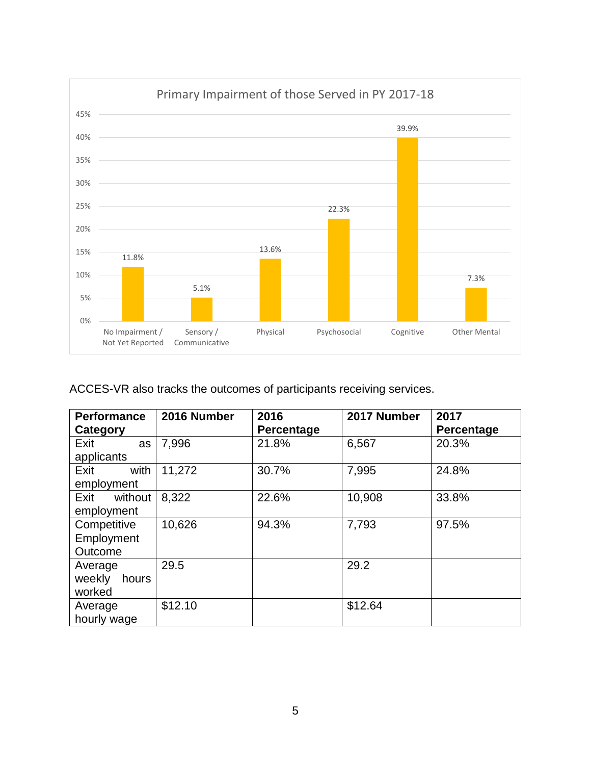Primary Impairment of those Served in PY 2017-18

| Primary Impairment | Percentage |
|---|---|
| No Impairment / Not Yet Reported | 11.8% |
| Sensory / Communicative | 5.1% |
| Physical | 13.6% |
| Psychosocial | 22.3% |
| Cognitive | 39.9% |
| Other Mental | 7.3% |

ACCES-VR also tracks the outcomes of participants receiving services.

| Performance Category | 2016 Number | 2016 Percentage | 2017 Number | 2017 Percentage |
|---|---|---|---|---|
| Exit as applicants | 7,996 | 21.8% | 6,567 | 20.3% |
| Exit with employment | 11,272 | 30.7% | 7,995 | 24.8% |
| Exit without employment | 8,322 | 22.6% | 10,908 | 33.8% |
| Competitive Employment Outcome | 10,626 | 94.3% | 7,793 | 97.5% |
| Average weekly hours worked | 29.5 | | 29.2 | |
| Average hourly wage | $12.10 | | $12.64 | |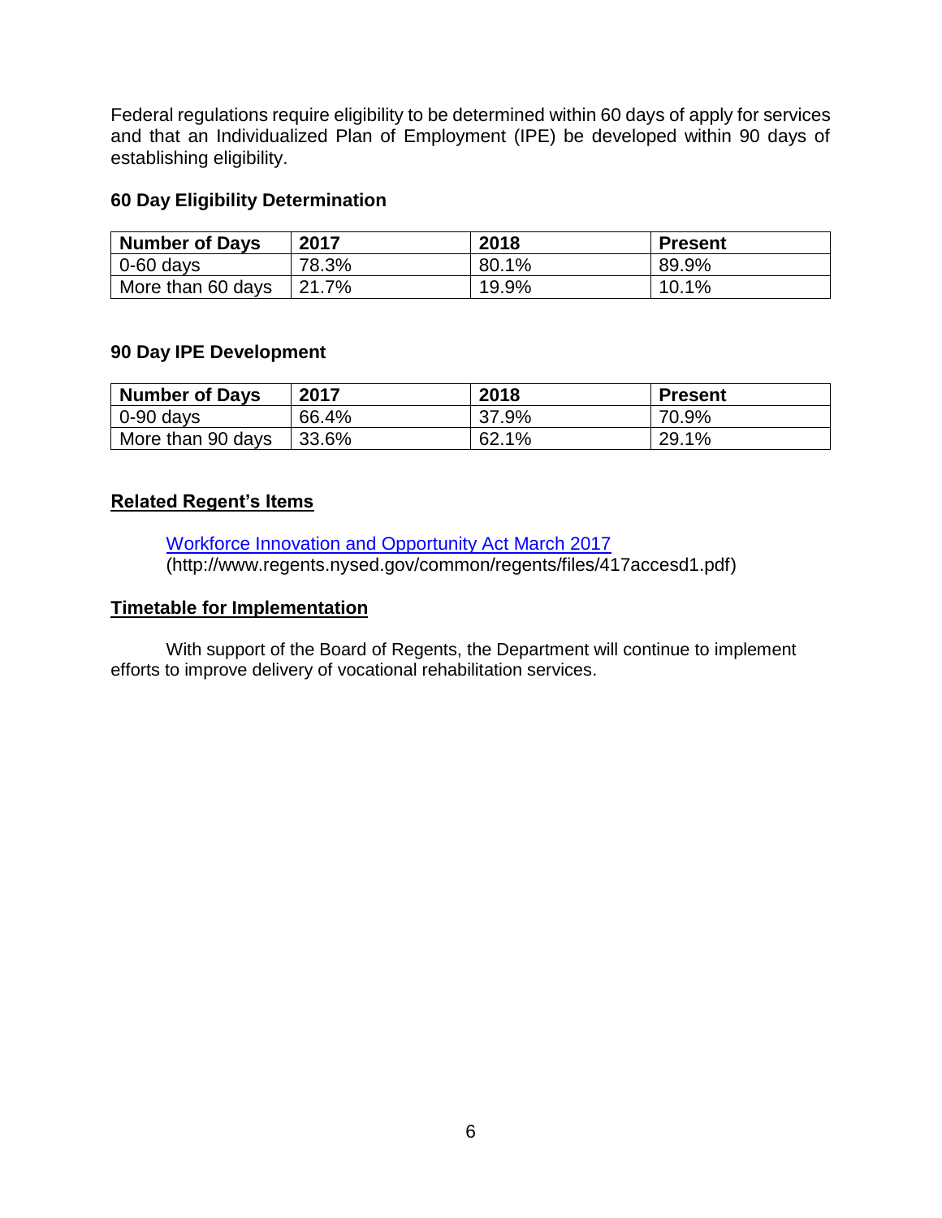Federal regulations require eligibility to be determined within 60 days of apply for services and that an Individualized Plan of Employment (IPE) be developed within 90 days of establishing eligibility.

### 60 Day Eligibility Determination

| Number of Days | 2017 | 2018 | Present |
|---|---|---|---|
| 0-60 days | 78.3% | 80.1% | 89.9% |
| More than 60 days | 21.7% | 19.9% | 10.1% |

### 90 Day IPE Development

| Number of Days | 2017 | 2018 | Present |
|---|---|---|---|
| 0-90 days | 66.4% | 37.9% | 70.9% |
| More than 90 days | 33.6% | 62.1% | 29.1% |

## Related Regent's Items

[Workforce Innovation and Opportunity Act March 2017](http://www.regents.nysed.gov/common/regents/files/417accesd1.pdf)
(http://www.regents.nysed.gov/common/regents/files/417accesd1.pdf)

## Timetable for Implementation

With support of the Board of Regents, the Department will continue to implement efforts to improve delivery of vocational rehabilitation services.